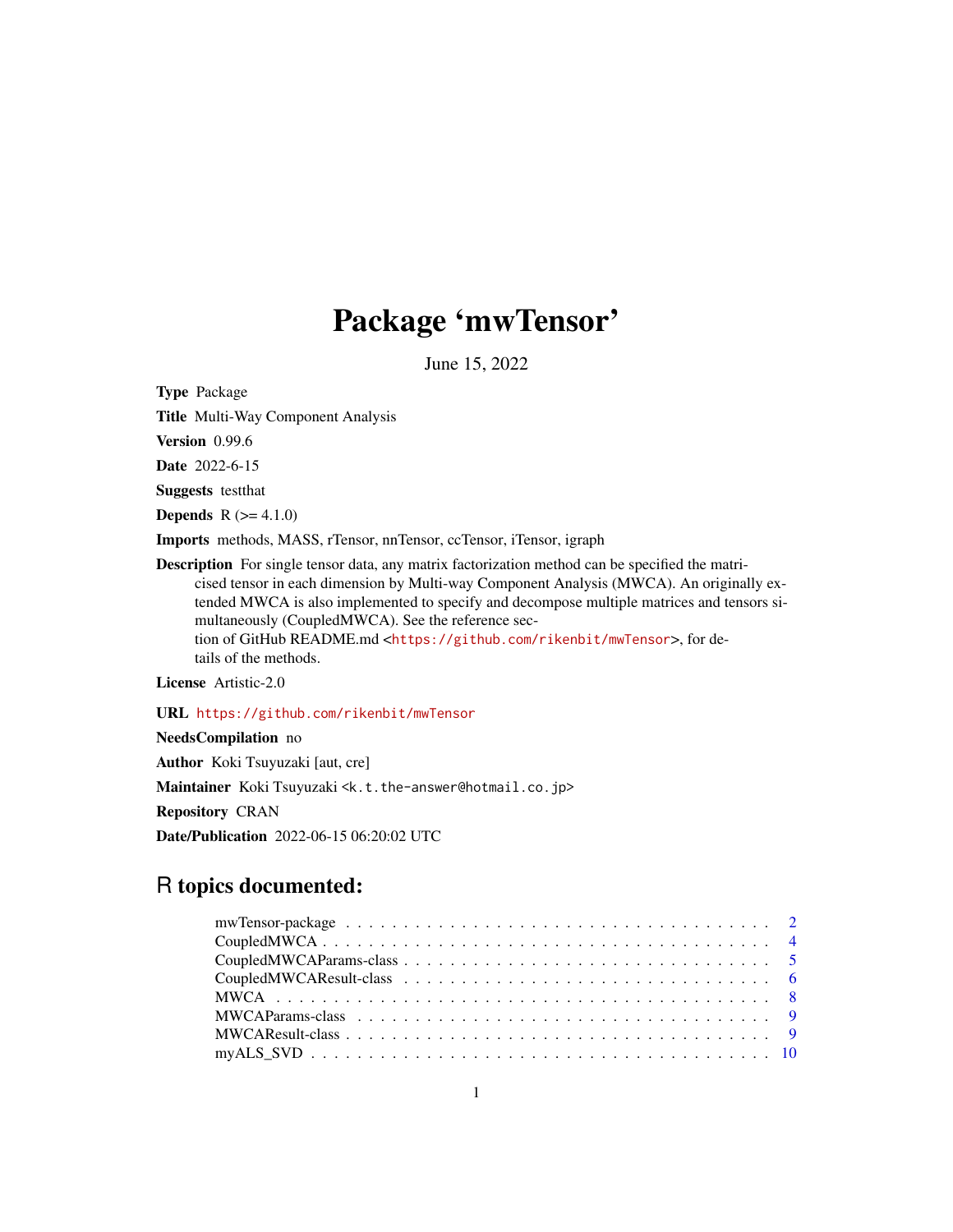# Package 'mwTensor'

June 15, 2022

**Type** Package

**Title** Multi-Way Component Analysis

**Version** 0.99.6

**Date** 2022-6-15

**Suggests** testthat

**Depends** R (>= 4.1.0)

**Imports** methods, MASS, rTensor, nnTensor, ccTensor, iTensor, igraph

**Description** For single tensor data, any matrix factorization method can be specified the matricised tensor in each dimension by Multi-way Component Analysis (MWCA). An originally extended MWCA is also implemented to specify and decompose multiple matrices and tensors simultaneously (CoupledMWCA). See the reference section of GitHub README.md <https://github.com/rikenbit/mwTensor>, for details of the methods.

**License** Artistic-2.0

**URL** https://github.com/rikenbit/mwTensor

**NeedsCompilation** no

**Author** Koki Tsuyuzaki [aut, cre]

**Maintainer** Koki Tsuyuzaki <k.t.the-answer@hotmail.co.jp>

**Repository** CRAN

**Date/Publication** 2022-06-15 06:20:02 UTC

## R topics documented:

mwTensor-package . . . . . . . . . . . . . . . . . . . . . . . . . . . . . . . . . . . . 2
CoupledMWCA . . . . . . . . . . . . . . . . . . . . . . . . . . . . . . . . . . . . . . . 4
CoupledMWCAParams-class . . . . . . . . . . . . . . . . . . . . . . . . . . . . . . . . 5
CoupledMWCAResult-class . . . . . . . . . . . . . . . . . . . . . . . . . . . . . . . . 6
MWCA . . . . . . . . . . . . . . . . . . . . . . . . . . . . . . . . . . . . . . . . . . . 8
MWCAParams-class . . . . . . . . . . . . . . . . . . . . . . . . . . . . . . . . . . . . 9
MWCAResult-class . . . . . . . . . . . . . . . . . . . . . . . . . . . . . . . . . . . . 9
myALS_SVD . . . . . . . . . . . . . . . . . . . . . . . . . . . . . . . . . . . . . . . 10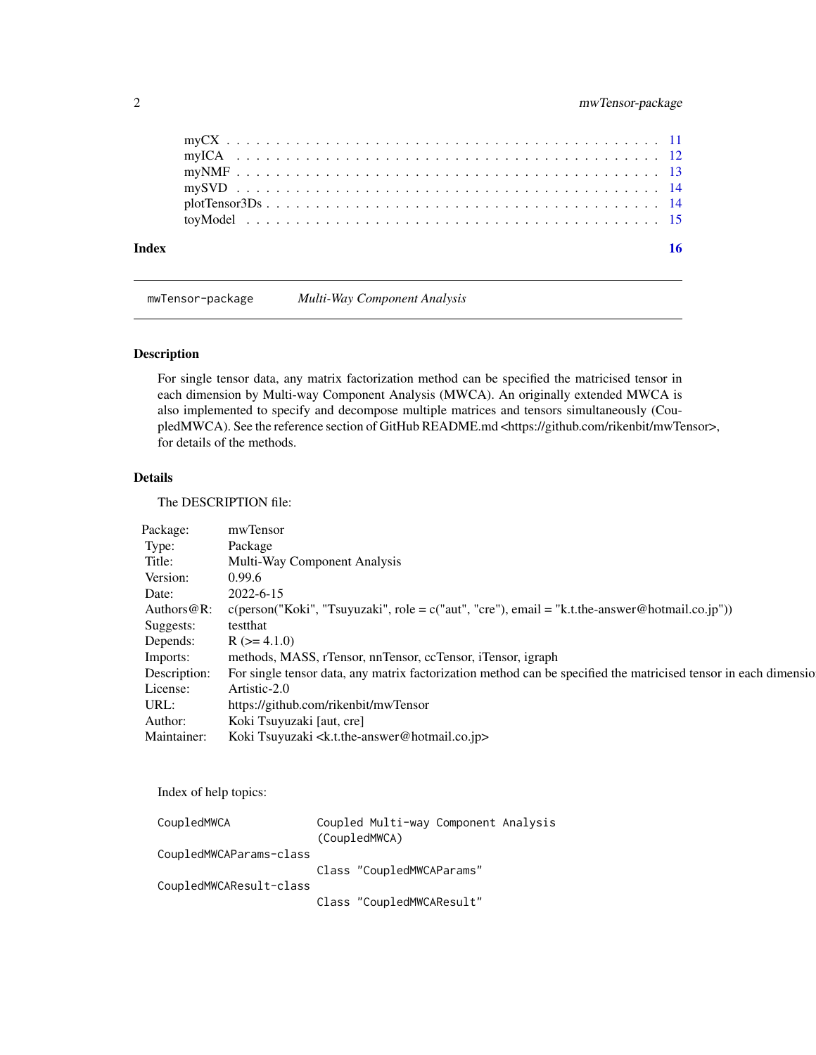myCX . . . . . . . . . . . . . . . . . . . . . . . . . . . . . . . . . . . . . . . . 11
myICA . . . . . . . . . . . . . . . . . . . . . . . . . . . . . . . . . . . . . . . . 12
myNMF . . . . . . . . . . . . . . . . . . . . . . . . . . . . . . . . . . . . . . . . 13
mySVD . . . . . . . . . . . . . . . . . . . . . . . . . . . . . . . . . . . . . . . . 14
plotTensor3Ds . . . . . . . . . . . . . . . . . . . . . . . . . . . . . . . . . . . . . 14
toyModel . . . . . . . . . . . . . . . . . . . . . . . . . . . . . . . . . . . . . . . . 15

**Index** **16**

---

mwTensor-package &nbsp;&nbsp;&nbsp; *Multi-Way Component Analysis*

---

## Description

For single tensor data, any matrix factorization method can be specified the matricised tensor in each dimension by Multi-way Component Analysis (MWCA). An originally extended MWCA is also implemented to specify and decompose multiple matrices and tensors simultaneously (CoupledMWCA). See the reference section of GitHub README.md <https://github.com/rikenbit/mwTensor>, for details of the methods.

## Details

The DESCRIPTION file:

| | |
|---|---|
| Package: | mwTensor |
| Type: | Package |
| Title: | Multi-Way Component Analysis |
| Version: | 0.99.6 |
| Date: | 2022-6-15 |
| Authors@R: | c(person("Koki", "Tsuyuzaki", role = c("aut", "cre"), email = "k.t.the-answer@hotmail.co.jp")) |
| Suggests: | testthat |
| Depends: | R (>= 4.1.0) |
| Imports: | methods, MASS, rTensor, nnTensor, ccTensor, iTensor, igraph |
| Description: | For single tensor data, any matrix factorization method can be specified the matricised tensor in each dimensio |
| License: | Artistic-2.0 |
| URL: | https://github.com/rikenbit/mwTensor |
| Author: | Koki Tsuyuzaki [aut, cre] |
| Maintainer: | Koki Tsuyuzaki <k.t.the-answer@hotmail.co.jp> |

Index of help topics:

```
CoupledMWCA             Coupled Multi-way Component Analysis
                        (CoupledMWCA)
CoupledMWCAParams-class
                        Class "CoupledMWCAParams"
CoupledMWCAResult-class
                        Class "CoupledMWCAResult"
```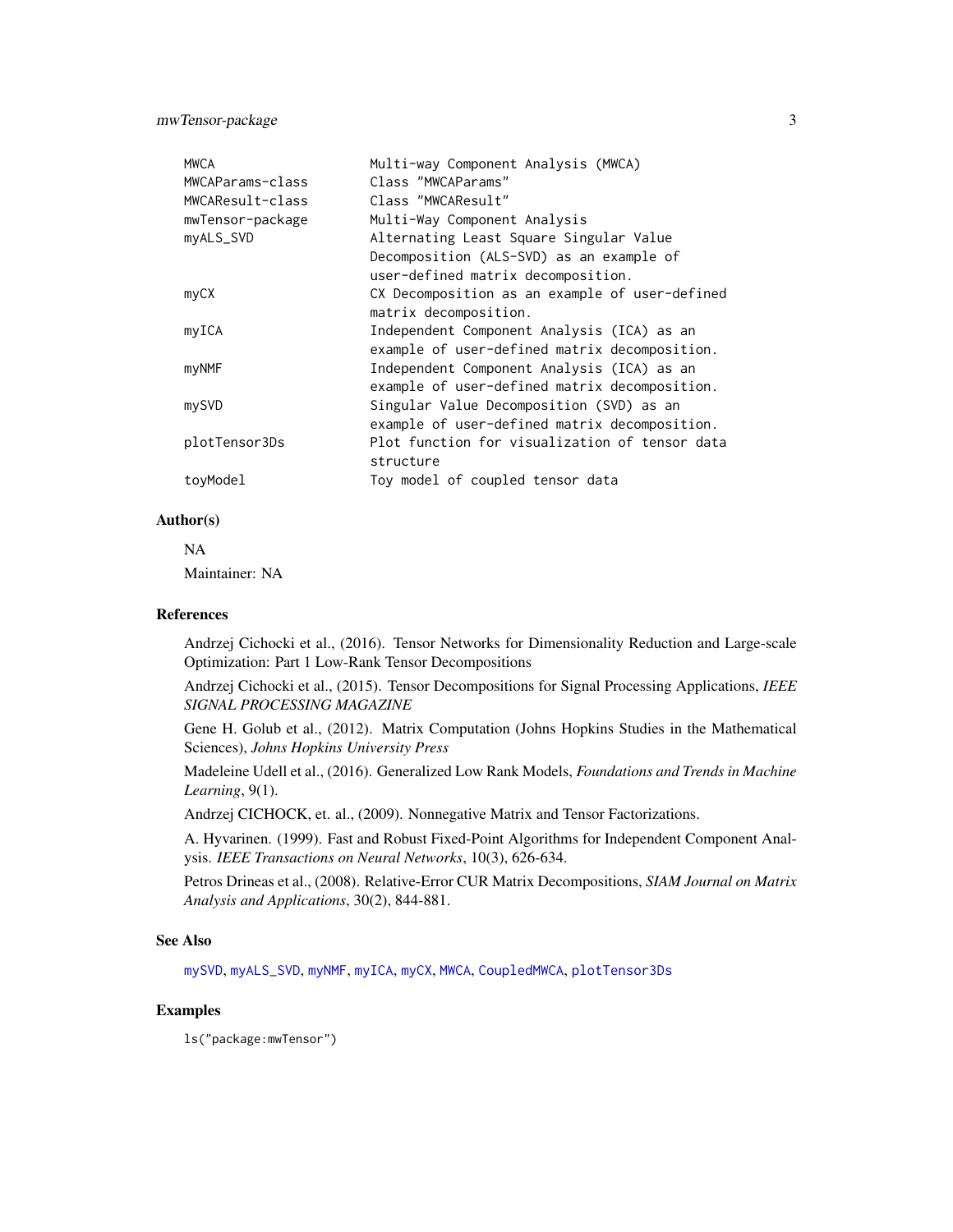| | |
|---|---|
| MWCA | Multi-way Component Analysis (MWCA) |
| MWCAParams-class | Class "MWCAParams" |
| MWCAResult-class | Class "MWCAResult" |
| mwTensor-package | Multi-Way Component Analysis |
| myALS_SVD | Alternating Least Square Singular Value Decomposition (ALS-SVD) as an example of user-defined matrix decomposition. |
| myCX | CX Decomposition as an example of user-defined matrix decomposition. |
| myICA | Independent Component Analysis (ICA) as an example of user-defined matrix decomposition. |
| myNMF | Independent Component Analysis (ICA) as an example of user-defined matrix decomposition. |
| mySVD | Singular Value Decomposition (SVD) as an example of user-defined matrix decomposition. |
| plotTensor3Ds | Plot function for visualization of tensor data structure |
| toyModel | Toy model of coupled tensor data |

### Author(s)

NA

Maintainer: NA

### References

Andrzej Cichocki et al., (2016). Tensor Networks for Dimensionality Reduction and Large-scale Optimization: Part 1 Low-Rank Tensor Decompositions

Andrzej Cichocki et al., (2015). Tensor Decompositions for Signal Processing Applications, *IEEE SIGNAL PROCESSING MAGAZINE*

Gene H. Golub et al., (2012). Matrix Computation (Johns Hopkins Studies in the Mathematical Sciences), *Johns Hopkins University Press*

Madeleine Udell et al., (2016). Generalized Low Rank Models, *Foundations and Trends in Machine Learning*, 9(1).

Andrzej CICHOCK, et. al., (2009). Nonnegative Matrix and Tensor Factorizations.

A. Hyvarinen. (1999). Fast and Robust Fixed-Point Algorithms for Independent Component Analysis. *IEEE Transactions on Neural Networks*, 10(3), 626-634.

Petros Drineas et al., (2008). Relative-Error CUR Matrix Decompositions, *SIAM Journal on Matrix Analysis and Applications*, 30(2), 844-881.

### See Also

mySVD, myALS_SVD, myNMF, myICA, myCX, MWCA, CoupledMWCA, plotTensor3Ds

### Examples

```
ls("package:mwTensor")
```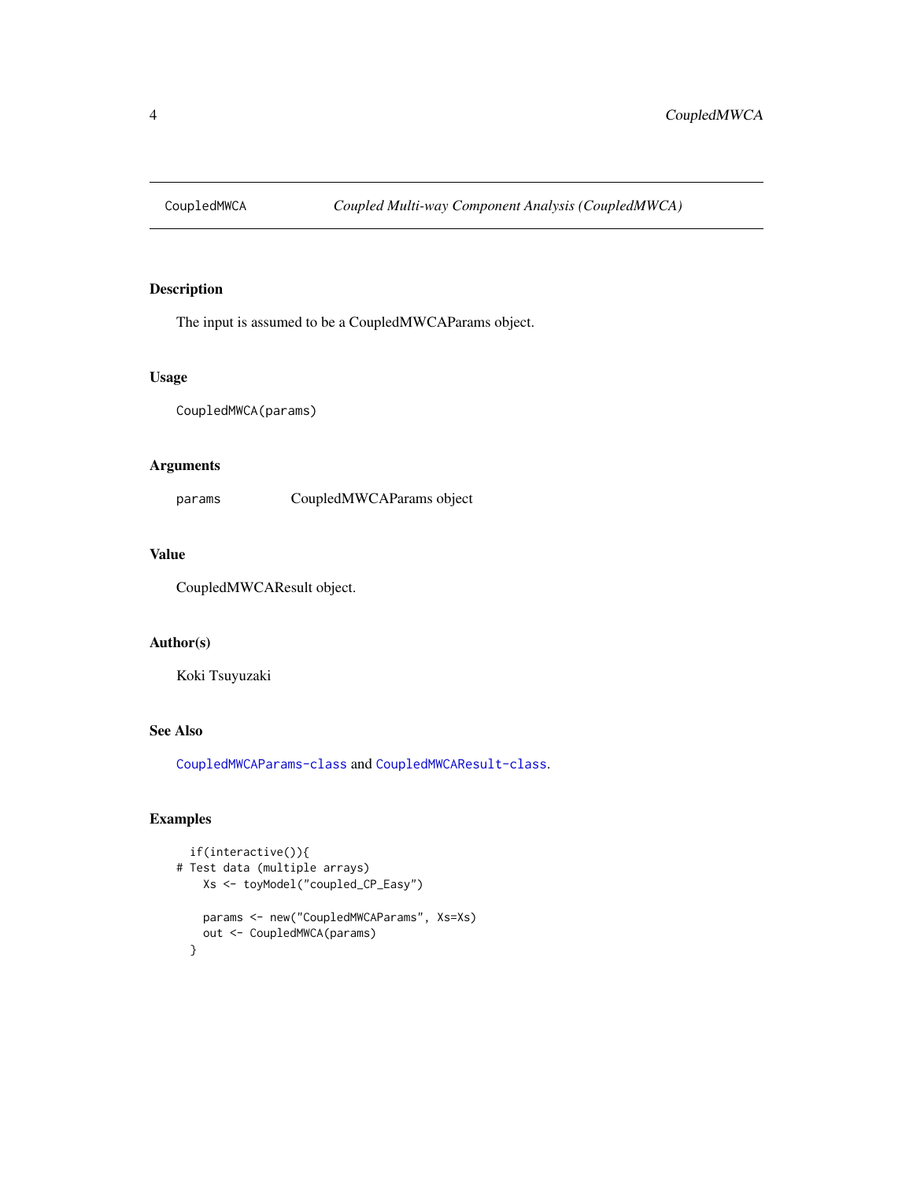# CoupledMWCA — *Coupled Multi-way Component Analysis (CoupledMWCA)*

## Description

The input is assumed to be a CoupledMWCAParams object.

## Usage

```
CoupledMWCA(params)
```

## Arguments

params — CoupledMWCAParams object

## Value

CoupledMWCAResult object.

## Author(s)

Koki Tsuyuzaki

## See Also

`CoupledMWCAParams-class` and `CoupledMWCAResult-class`.

## Examples

```
  if(interactive()){
# Test data (multiple arrays)
    Xs <- toyModel("coupled_CP_Easy")

    params <- new("CoupledMWCAParams", Xs=Xs)
    out <- CoupledMWCA(params)
  }
```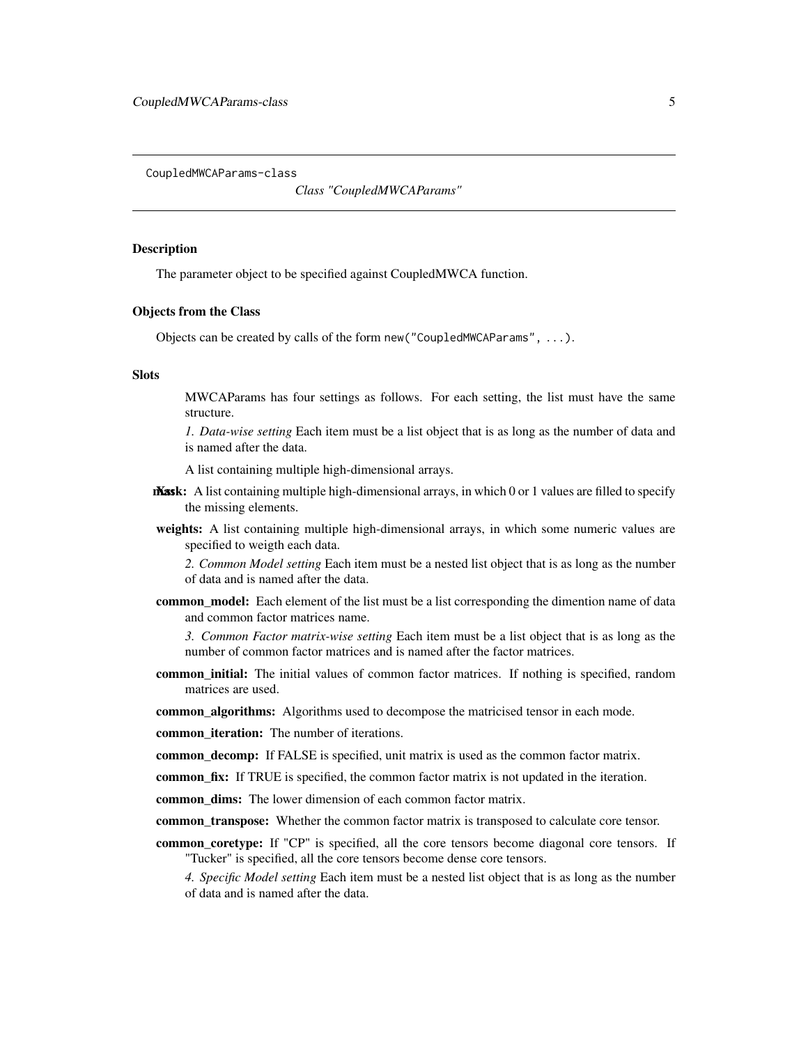CoupledMWCAParams-class

*Class "CoupledMWCAParams"*

## Description

The parameter object to be specified against CoupledMWCA function.

## Objects from the Class

Objects can be created by calls of the form `new("CoupledMWCAParams", ...)`.

## Slots

MWCAParams has four settings as follows. For each setting, the list must have the same structure.

*1. Data-wise setting* Each item must be a list object that is as long as the number of data and is named after the data.

A list containing multiple high-dimensional arrays.

**mask:** A list containing multiple high-dimensional arrays, in which 0 or 1 values are filled to specify the missing elements.

**weights:** A list containing multiple high-dimensional arrays, in which some numeric values are specified to weigth each data.

*2. Common Model setting* Each item must be a nested list object that is as long as the number of data and is named after the data.

**common_model:** Each element of the list must be a list corresponding the dimention name of data and common factor matrices name.

*3. Common Factor matrix-wise setting* Each item must be a list object that is as long as the number of common factor matrices and is named after the factor matrices.

**common_initial:** The initial values of common factor matrices. If nothing is specified, random matrices are used.

**common_algorithms:** Algorithms used to decompose the matricised tensor in each mode.

**common_iteration:** The number of iterations.

**common_decomp:** If FALSE is specified, unit matrix is used as the common factor matrix.

**common_fix:** If TRUE is specified, the common factor matrix is not updated in the iteration.

**common_dims:** The lower dimension of each common factor matrix.

**common_transpose:** Whether the common factor matrix is transposed to calculate core tensor.

**common_coretype:** If "CP" is specified, all the core tensors become diagonal core tensors. If "Tucker" is specified, all the core tensors become dense core tensors.

*4. Specific Model setting* Each item must be a nested list object that is as long as the number of data and is named after the data.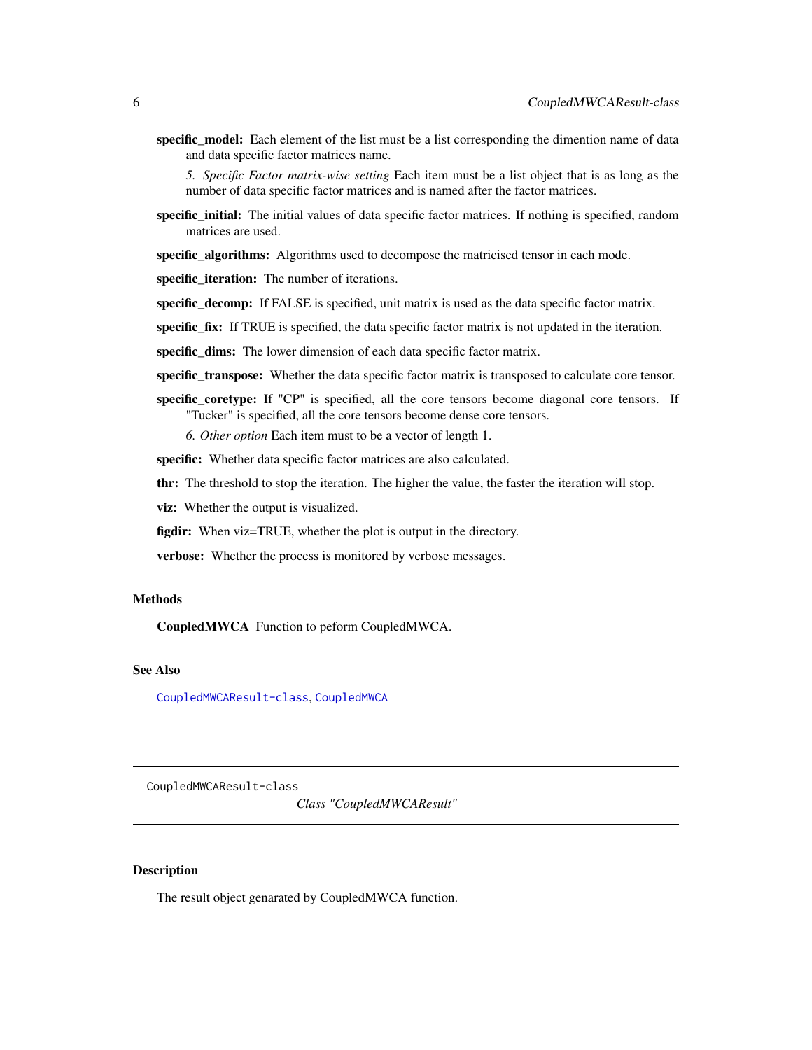**specific_model:** Each element of the list must be a list corresponding the dimention name of data and data specific factor matrices name.

*5. Specific Factor matrix-wise setting* Each item must be a list object that is as long as the number of data specific factor matrices and is named after the factor matrices.

**specific_initial:** The initial values of data specific factor matrices. If nothing is specified, random matrices are used.

**specific_algorithms:** Algorithms used to decompose the matricised tensor in each mode.

**specific_iteration:** The number of iterations.

**specific_decomp:** If FALSE is specified, unit matrix is used as the data specific factor matrix.

**specific_fix:** If TRUE is specified, the data specific factor matrix is not updated in the iteration.

**specific_dims:** The lower dimension of each data specific factor matrix.

**specific_transpose:** Whether the data specific factor matrix is transposed to calculate core tensor.

**specific_coretype:** If "CP" is specified, all the core tensors become diagonal core tensors. If "Tucker" is specified, all the core tensors become dense core tensors.

*6. Other option* Each item must to be a vector of length 1.

**specific:** Whether data specific factor matrices are also calculated.

**thr:** The threshold to stop the iteration. The higher the value, the faster the iteration will stop.

**viz:** Whether the output is visualized.

**figdir:** When viz=TRUE, whether the plot is output in the directory.

**verbose:** Whether the process is monitored by verbose messages.

### Methods

**CoupledMWCA** Function to peform CoupledMWCA.

### See Also

`CoupledMWCAResult-class`, `CoupledMWCA`

---

`CoupledMWCAResult-class`

## *Class "CoupledMWCAResult"*

---

### Description

The result object genarated by CoupledMWCA function.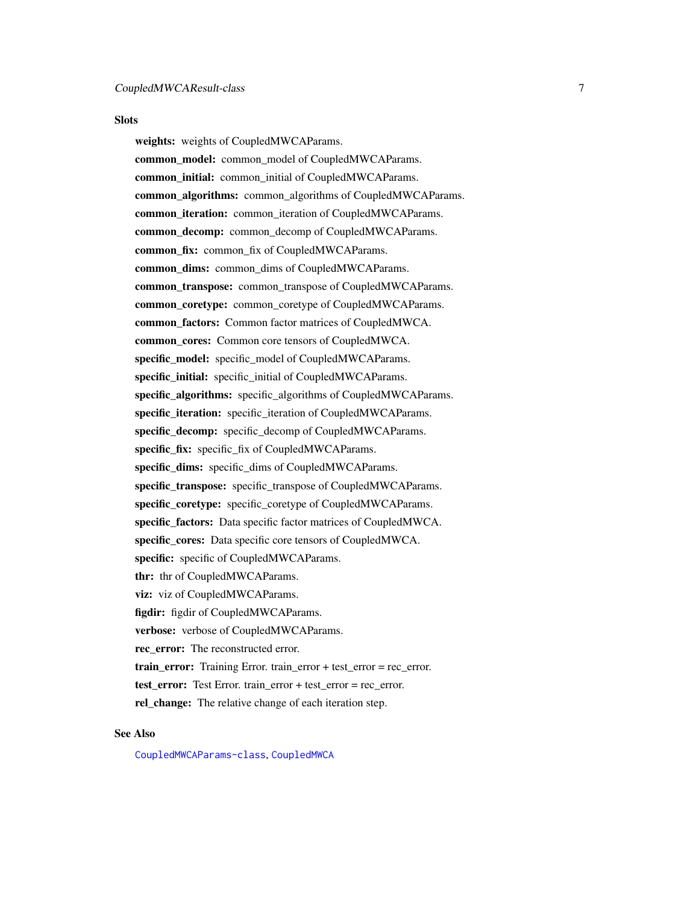### Slots

**weights:** weights of CoupledMWCAParams.

**common_model:** common_model of CoupledMWCAParams.

**common_initial:** common_initial of CoupledMWCAParams.

**common_algorithms:** common_algorithms of CoupledMWCAParams.

**common_iteration:** common_iteration of CoupledMWCAParams.

**common_decomp:** common_decomp of CoupledMWCAParams.

**common_fix:** common_fix of CoupledMWCAParams.

**common_dims:** common_dims of CoupledMWCAParams.

**common_transpose:** common_transpose of CoupledMWCAParams.

**common_coretype:** common_coretype of CoupledMWCAParams.

**common_factors:** Common factor matrices of CoupledMWCA.

**common_cores:** Common core tensors of CoupledMWCA.

**specific_model:** specific_model of CoupledMWCAParams.

**specific_initial:** specific_initial of CoupledMWCAParams.

**specific_algorithms:** specific_algorithms of CoupledMWCAParams.

**specific_iteration:** specific_iteration of CoupledMWCAParams.

**specific_decomp:** specific_decomp of CoupledMWCAParams.

**specific_fix:** specific_fix of CoupledMWCAParams.

**specific_dims:** specific_dims of CoupledMWCAParams.

**specific_transpose:** specific_transpose of CoupledMWCAParams.

**specific_coretype:** specific_coretype of CoupledMWCAParams.

**specific_factors:** Data specific factor matrices of CoupledMWCA.

**specific_cores:** Data specific core tensors of CoupledMWCA.

**specific:** specific of CoupledMWCAParams.

**thr:** thr of CoupledMWCAParams.

**viz:** viz of CoupledMWCAParams.

**figdir:** figdir of CoupledMWCAParams.

**verbose:** verbose of CoupledMWCAParams.

**rec_error:** The reconstructed error.

**train_error:** Training Error. train_error + test_error = rec_error.

**test_error:** Test Error. train_error + test_error = rec_error.

**rel_change:** The relative change of each iteration step.

### See Also

`CoupledMWCAParams-class`, `CoupledMWCA`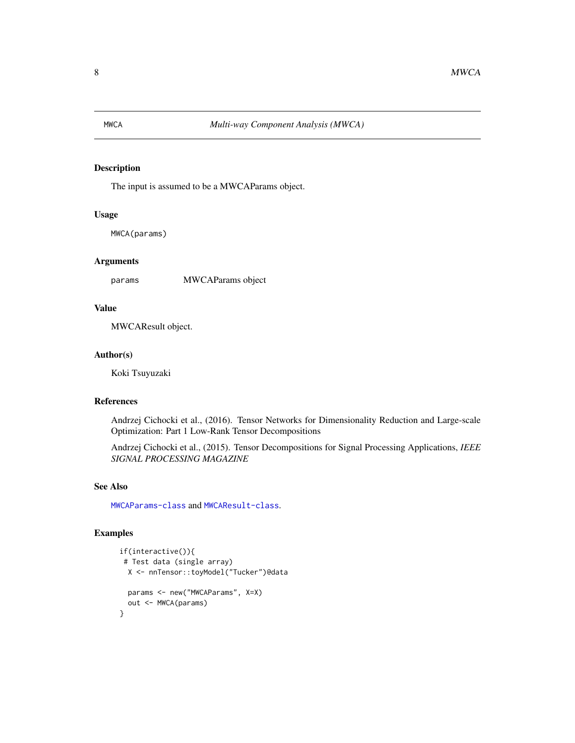# MWCA — *Multi-way Component Analysis (MWCA)*

## Description

The input is assumed to be a MWCAParams object.

## Usage

```
MWCA(params)
```

## Arguments

| | |
|---|---|
| params | MWCAParams object |

## Value

MWCAResult object.

## Author(s)

Koki Tsuyuzaki

## References

Andrzej Cichocki et al., (2016). Tensor Networks for Dimensionality Reduction and Large-scale Optimization: Part 1 Low-Rank Tensor Decompositions

Andrzej Cichocki et al., (2015). Tensor Decompositions for Signal Processing Applications, *IEEE SIGNAL PROCESSING MAGAZINE*

## See Also

MWCAParams-class and MWCAResult-class.

## Examples

```
if(interactive()){
 # Test data (single array)
  X <- nnTensor::toyModel("Tucker")@data

  params <- new("MWCAParams", X=X)
  out <- MWCA(params)
}
```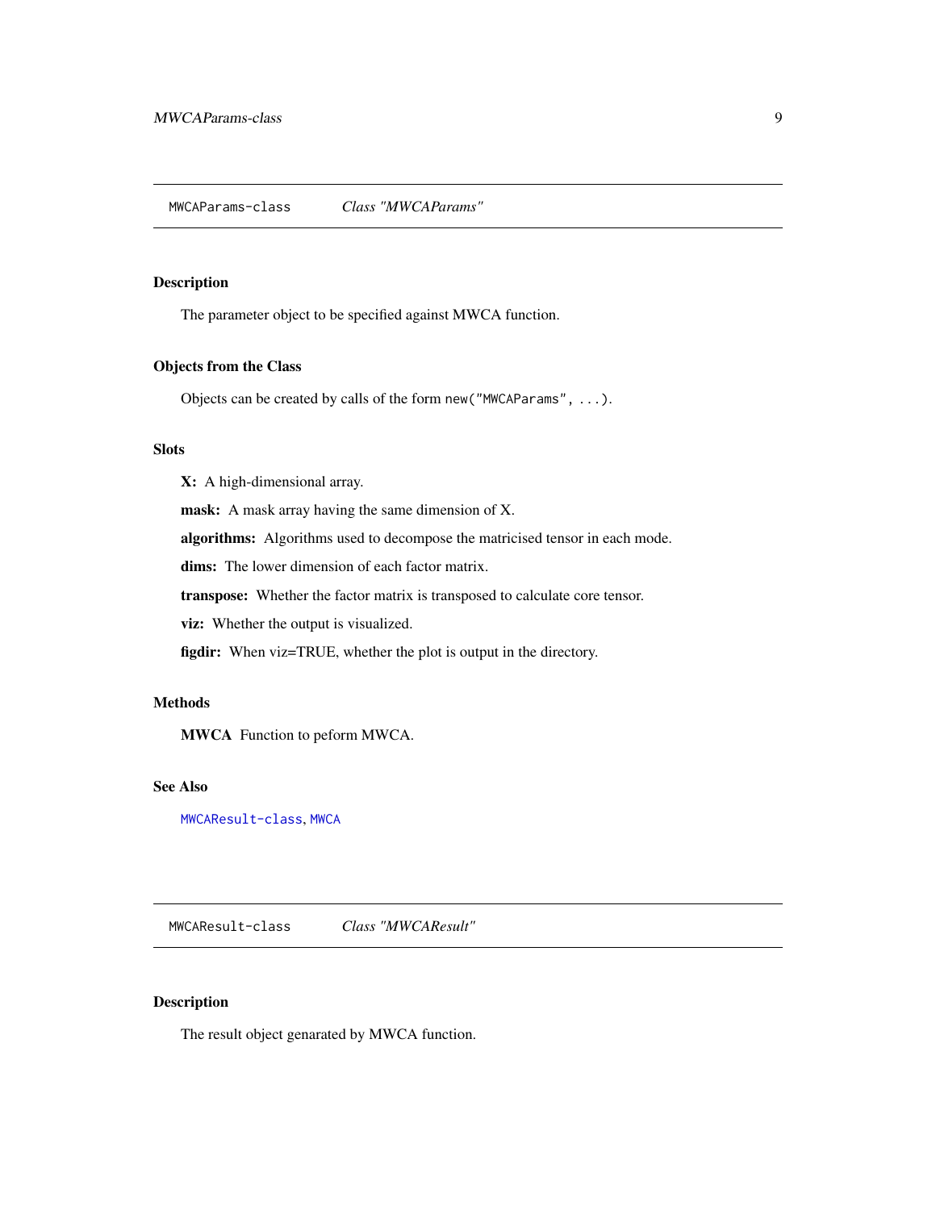## MWCAParams-class — *Class "MWCAParams"*

### Description

The parameter object to be specified against MWCA function.

### Objects from the Class

Objects can be created by calls of the form `new("MWCAParams", ...)`.

### Slots

**X:** A high-dimensional array.

**mask:** A mask array having the same dimension of X.

**algorithms:** Algorithms used to decompose the matricised tensor in each mode.

**dims:** The lower dimension of each factor matrix.

**transpose:** Whether the factor matrix is transposed to calculate core tensor.

**viz:** Whether the output is visualized.

**figdir:** When viz=TRUE, whether the plot is output in the directory.

### Methods

**MWCA** Function to peform MWCA.

### See Also

`MWCAResult-class`, `MWCA`

## MWCAResult-class — *Class "MWCAResult"*

### Description

The result object genarated by MWCA function.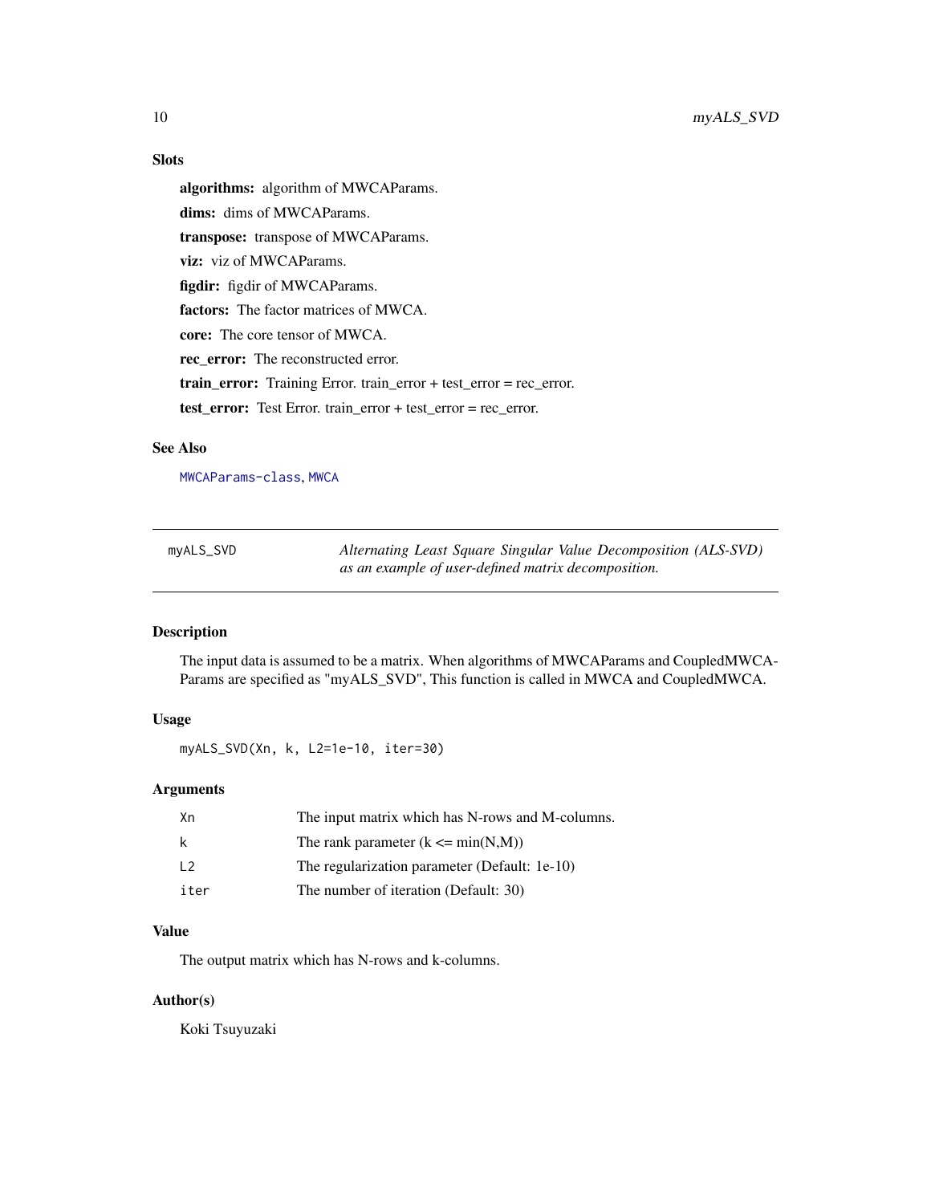### Slots

**algorithms:** algorithm of MWCAParams.

**dims:** dims of MWCAParams.

**transpose:** transpose of MWCAParams.

**viz:** viz of MWCAParams.

**figdir:** figdir of MWCAParams.

**factors:** The factor matrices of MWCA.

**core:** The core tensor of MWCA.

**rec_error:** The reconstructed error.

**train_error:** Training Error. train_error + test_error = rec_error.

**test_error:** Test Error. train_error + test_error = rec_error.

### See Also

`MWCAParams-class`, `MWCA`

---

## myALS_SVD — *Alternating Least Square Singular Value Decomposition (ALS-SVD) as an example of user-defined matrix decomposition.*

---

### Description

The input data is assumed to be a matrix. When algorithms of MWCAParams and CoupledMWCA-Params are specified as "myALS_SVD", This function is called in MWCA and CoupledMWCA.

### Usage

```
myALS_SVD(Xn, k, L2=1e-10, iter=30)
```

### Arguments

| | |
|---|---|
| `Xn` | The input matrix which has N-rows and M-columns. |
| `k` | The rank parameter (k <= min(N,M)) |
| `L2` | The regularization parameter (Default: 1e-10) |
| `iter` | The number of iteration (Default: 30) |

### Value

The output matrix which has N-rows and k-columns.

### Author(s)

Koki Tsuyuzaki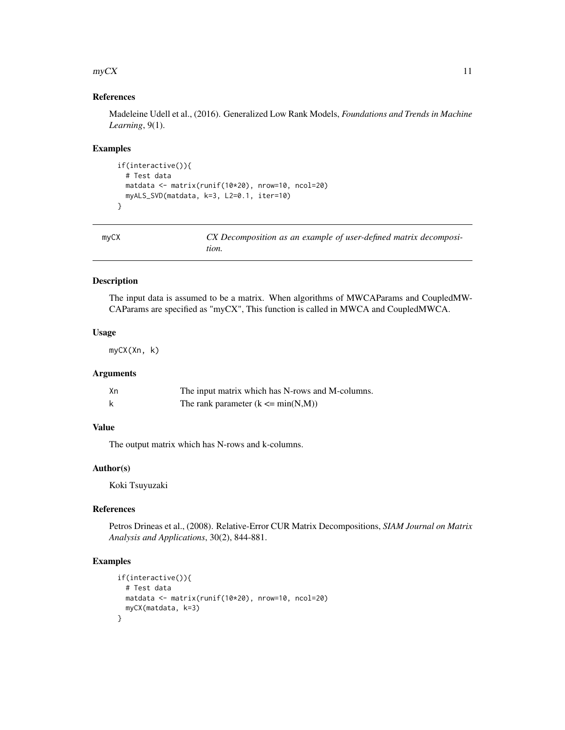### References

Madeleine Udell et al., (2016). Generalized Low Rank Models, *Foundations and Trends in Machine Learning*, 9(1).

### Examples

```
if(interactive()){
  # Test data
  matdata <- matrix(runif(10*20), nrow=10, ncol=20)
  myALS_SVD(matdata, k=3, L2=0.1, iter=10)
}
```

## myCX — *CX Decomposition as an example of user-defined matrix decomposition.*

### Description

The input data is assumed to be a matrix. When algorithms of MWCAParams and CoupledMWCAParams are specified as "myCX", This function is called in MWCA and CoupledMWCA.

### Usage

```
myCX(Xn, k)
```

### Arguments

| | |
|---|---|
| Xn | The input matrix which has N-rows and M-columns. |
| k | The rank parameter (k <= min(N,M)) |

### Value

The output matrix which has N-rows and k-columns.

### Author(s)

Koki Tsuyuzaki

### References

Petros Drineas et al., (2008). Relative-Error CUR Matrix Decompositions, *SIAM Journal on Matrix Analysis and Applications*, 30(2), 844-881.

### Examples

```
if(interactive()){
  # Test data
  matdata <- matrix(runif(10*20), nrow=10, ncol=20)
  myCX(matdata, k=3)
}
```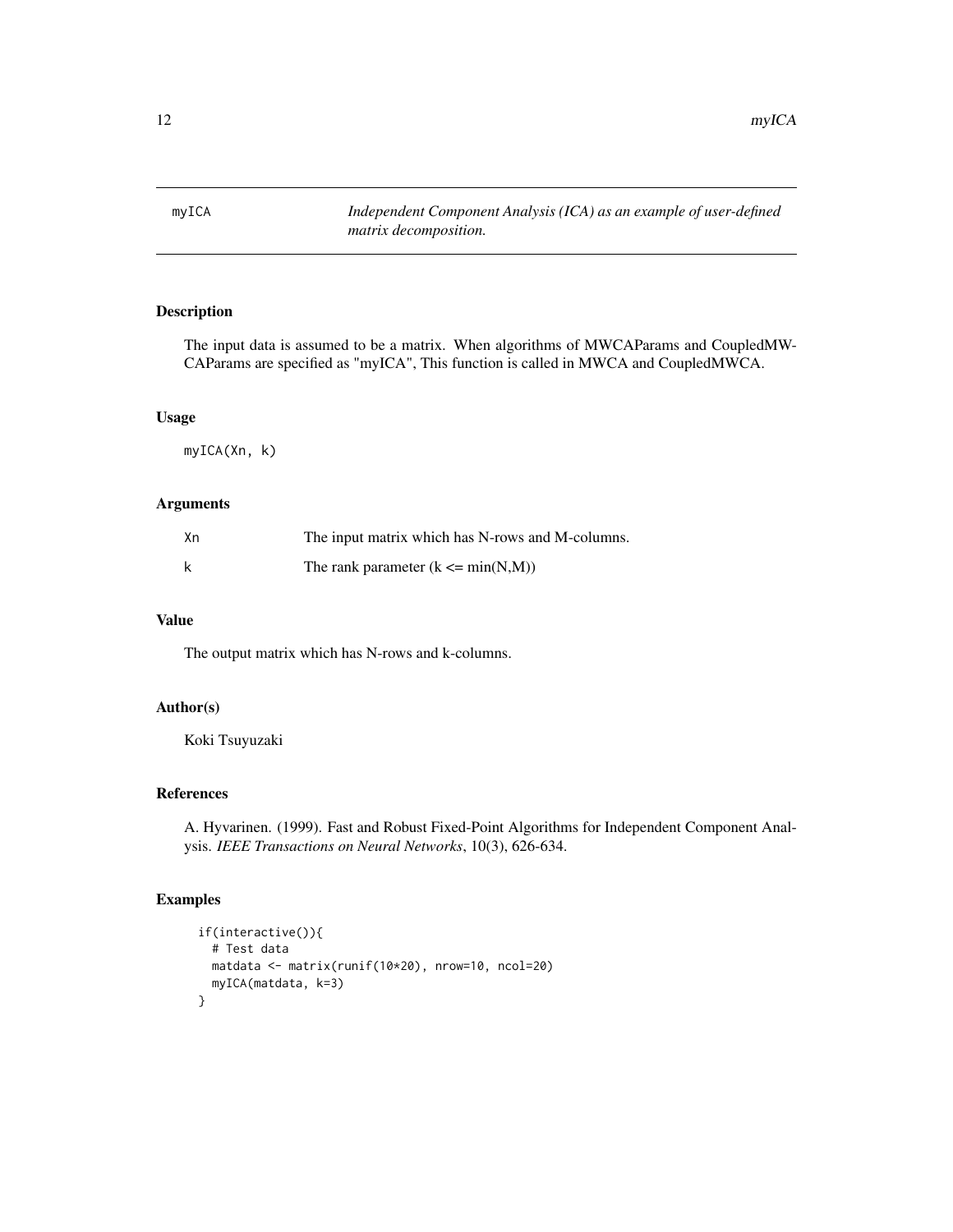# myICA

*Independent Component Analysis (ICA) as an example of user-defined matrix decomposition.*

## Description

The input data is assumed to be a matrix. When algorithms of MWCAParams and CoupledMWCAParams are specified as "myICA", This function is called in MWCA and CoupledMWCA.

## Usage

```
myICA(Xn, k)
```

## Arguments

| | |
|---|---|
| Xn | The input matrix which has N-rows and M-columns. |
| k | The rank parameter (k <= min(N,M)) |

## Value

The output matrix which has N-rows and k-columns.

## Author(s)

Koki Tsuyuzaki

## References

A. Hyvarinen. (1999). Fast and Robust Fixed-Point Algorithms for Independent Component Analysis. *IEEE Transactions on Neural Networks*, 10(3), 626-634.

## Examples

```
if(interactive()){
  # Test data
  matdata <- matrix(runif(10*20), nrow=10, ncol=20)
  myICA(matdata, k=3)
}
```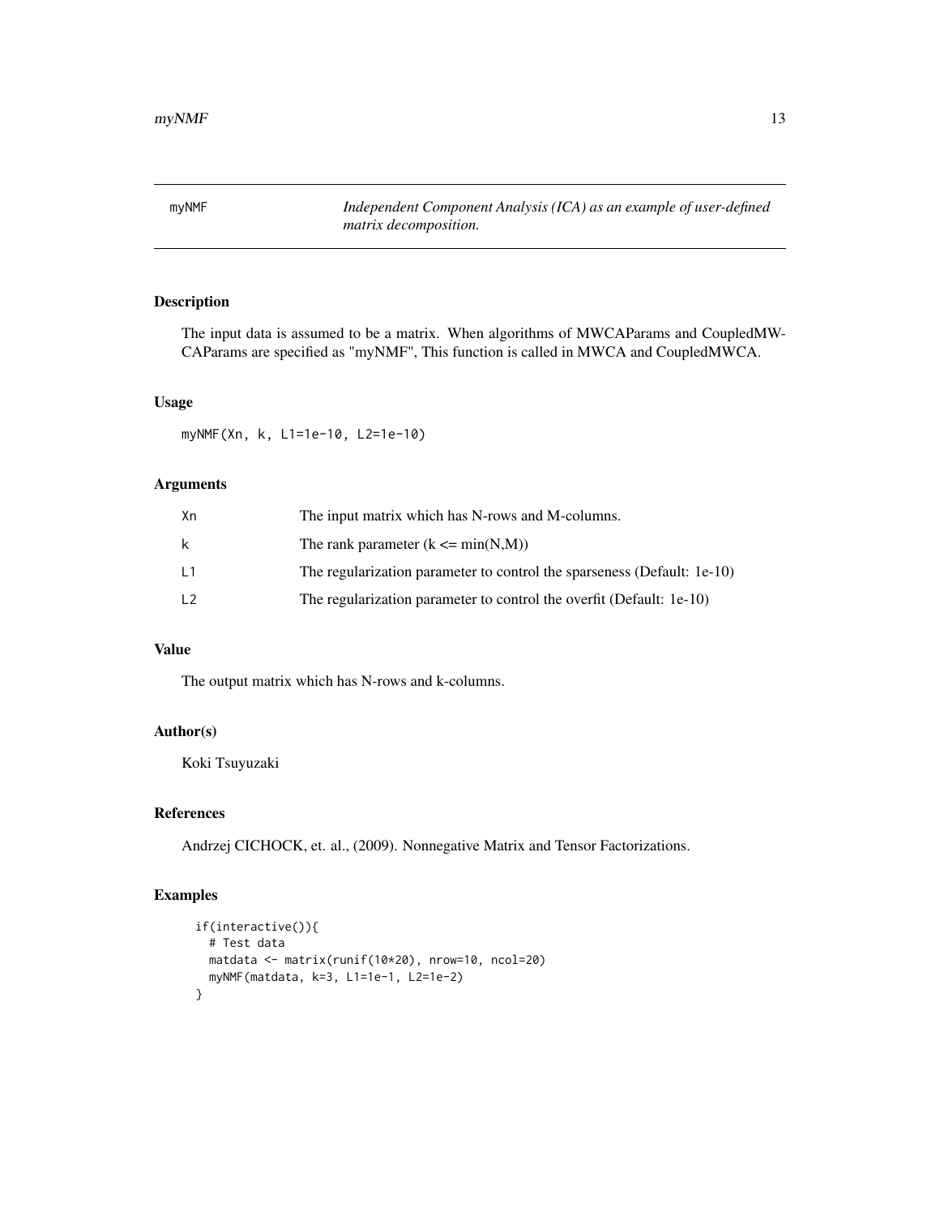myNMF *Independent Component Analysis (ICA) as an example of user-defined matrix decomposition.*

## Description

The input data is assumed to be a matrix. When algorithms of MWCAParams and CoupledMWCAParams are specified as "myNMF", This function is called in MWCA and CoupledMWCA.

## Usage

```
myNMF(Xn, k, L1=1e-10, L2=1e-10)
```

## Arguments

| | |
|---|---|
| Xn | The input matrix which has N-rows and M-columns. |
| k | The rank parameter (k <= min(N,M)) |
| L1 | The regularization parameter to control the sparseness (Default: 1e-10) |
| L2 | The regularization parameter to control the overfit (Default: 1e-10) |

## Value

The output matrix which has N-rows and k-columns.

## Author(s)

Koki Tsuyuzaki

## References

Andrzej CICHOCK, et. al., (2009). Nonnegative Matrix and Tensor Factorizations.

## Examples

```
if(interactive()){
  # Test data
  matdata <- matrix(runif(10*20), nrow=10, ncol=20)
  myNMF(matdata, k=3, L1=1e-1, L2=1e-2)
}
```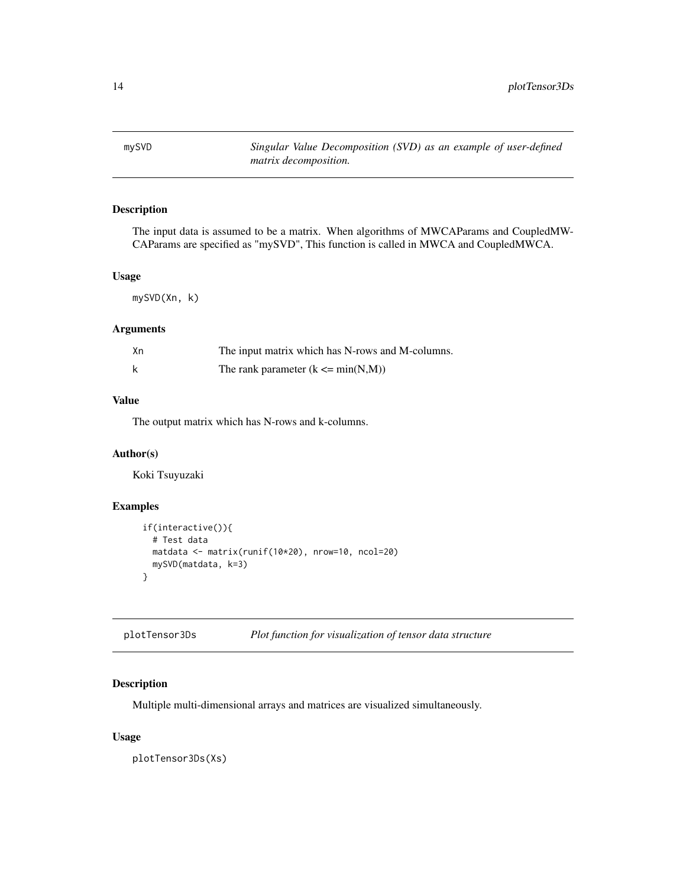## mySVD — *Singular Value Decomposition (SVD) as an example of user-defined matrix decomposition.*

### Description

The input data is assumed to be a matrix. When algorithms of MWCAParams and CoupledMWCAParams are specified as "mySVD", This function is called in MWCA and CoupledMWCA.

### Usage

```
mySVD(Xn, k)
```

### Arguments

| | |
|---|---|
| Xn | The input matrix which has N-rows and M-columns. |
| k | The rank parameter (k <= min(N,M)) |

### Value

The output matrix which has N-rows and k-columns.

### Author(s)

Koki Tsuyuzaki

### Examples

```
if(interactive()){
  # Test data
  matdata <- matrix(runif(10*20), nrow=10, ncol=20)
  mySVD(matdata, k=3)
}
```

## plotTensor3Ds — *Plot function for visualization of tensor data structure*

### Description

Multiple multi-dimensional arrays and matrices are visualized simultaneously.

### Usage

```
plotTensor3Ds(Xs)
```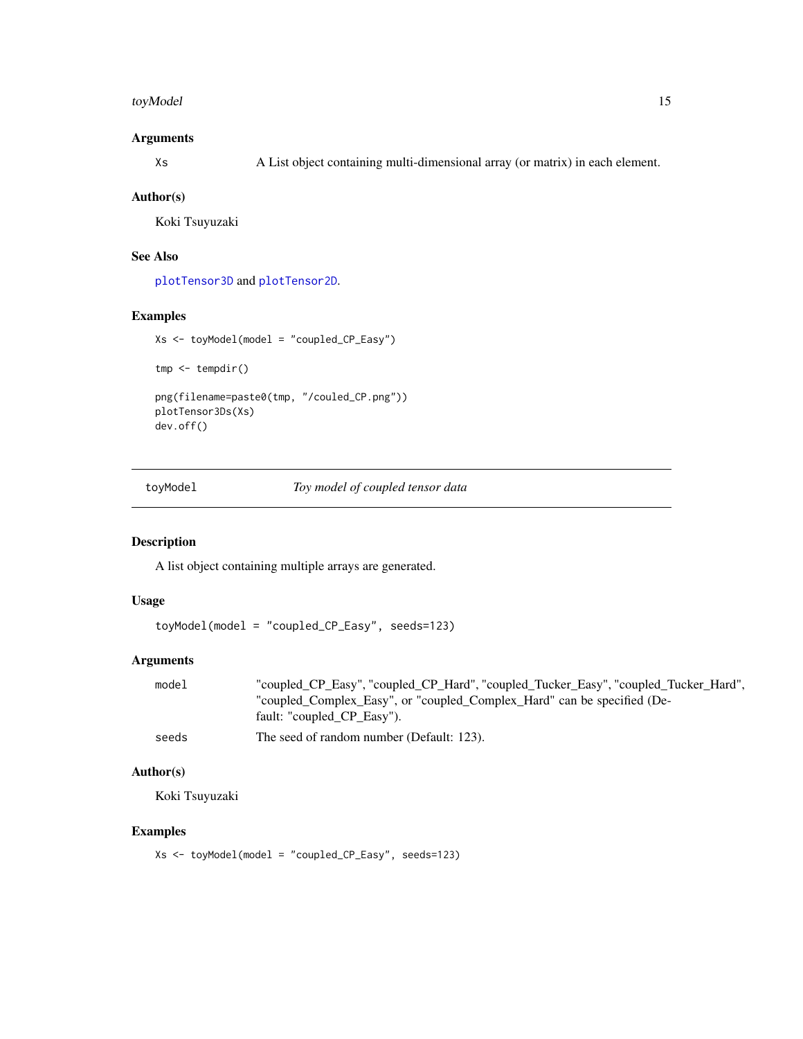### Arguments

`Xs` A List object containing multi-dimensional array (or matrix) in each element.

### Author(s)

Koki Tsuyuzaki

### See Also

`plotTensor3D` and `plotTensor2D`.

### Examples

```
Xs <- toyModel(model = "coupled_CP_Easy")

tmp <- tempdir()

png(filename=paste0(tmp, "/couled_CP.png"))
plotTensor3Ds(Xs)
dev.off()
```

---

## toyModel *Toy model of coupled tensor data*

---

### Description

A list object containing multiple arrays are generated.

### Usage

```
toyModel(model = "coupled_CP_Easy", seeds=123)
```

### Arguments

| | |
|---|---|
| `model` | "coupled_CP_Easy", "coupled_CP_Hard", "coupled_Tucker_Easy", "coupled_Tucker_Hard", "coupled_Complex_Easy", or "coupled_Complex_Hard" can be specified (Default: "coupled_CP_Easy"). |
| `seeds` | The seed of random number (Default: 123). |

### Author(s)

Koki Tsuyuzaki

### Examples

```
Xs <- toyModel(model = "coupled_CP_Easy", seeds=123)
```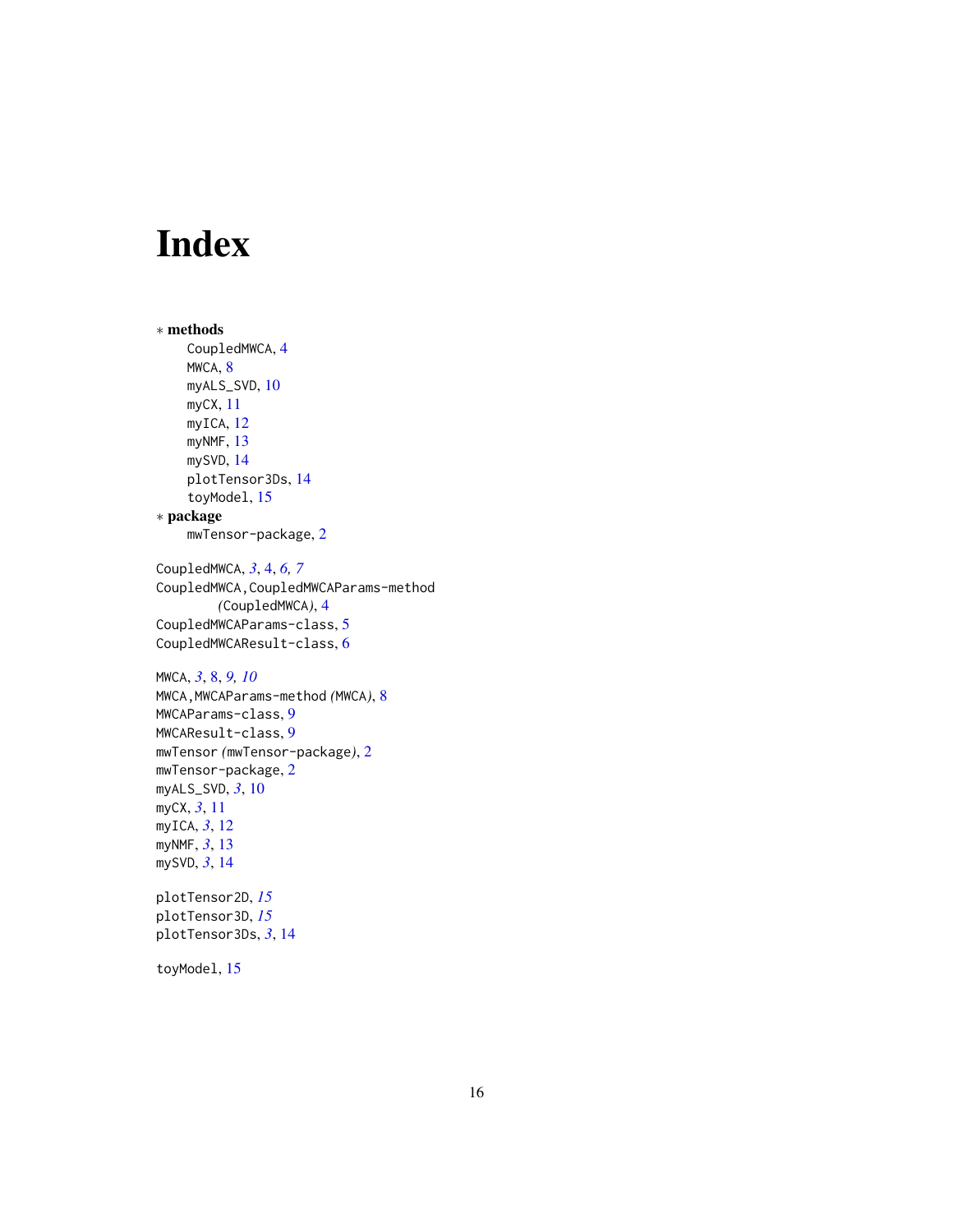# Index

∗ **methods**

CoupledMWCA, 4
MWCA, 8
myALS_SVD, 10
myCX, 11
myICA, 12
myNMF, 13
mySVD, 14
plotTensor3Ds, 14
toyModel, 15

∗ **package**

mwTensor-package, 2

CoupledMWCA, *3*, 4, *6, 7*
CoupledMWCA,CoupledMWCAParams-method *(*CoupledMWCA*)*, 4
CoupledMWCAParams-class, 5
CoupledMWCAResult-class, 6

MWCA, *3*, 8, *9, 10*
MWCA,MWCAParams-method *(*MWCA*)*, 8
MWCAParams-class, 9
MWCAResult-class, 9
mwTensor *(*mwTensor-package*)*, 2
mwTensor-package, 2
myALS_SVD, *3*, 10
myCX, *3*, 11
myICA, *3*, 12
myNMF, *3*, 13
mySVD, *3*, 14

plotTensor2D, *15*
plotTensor3D, *15*
plotTensor3Ds, *3*, 14

toyModel, 15